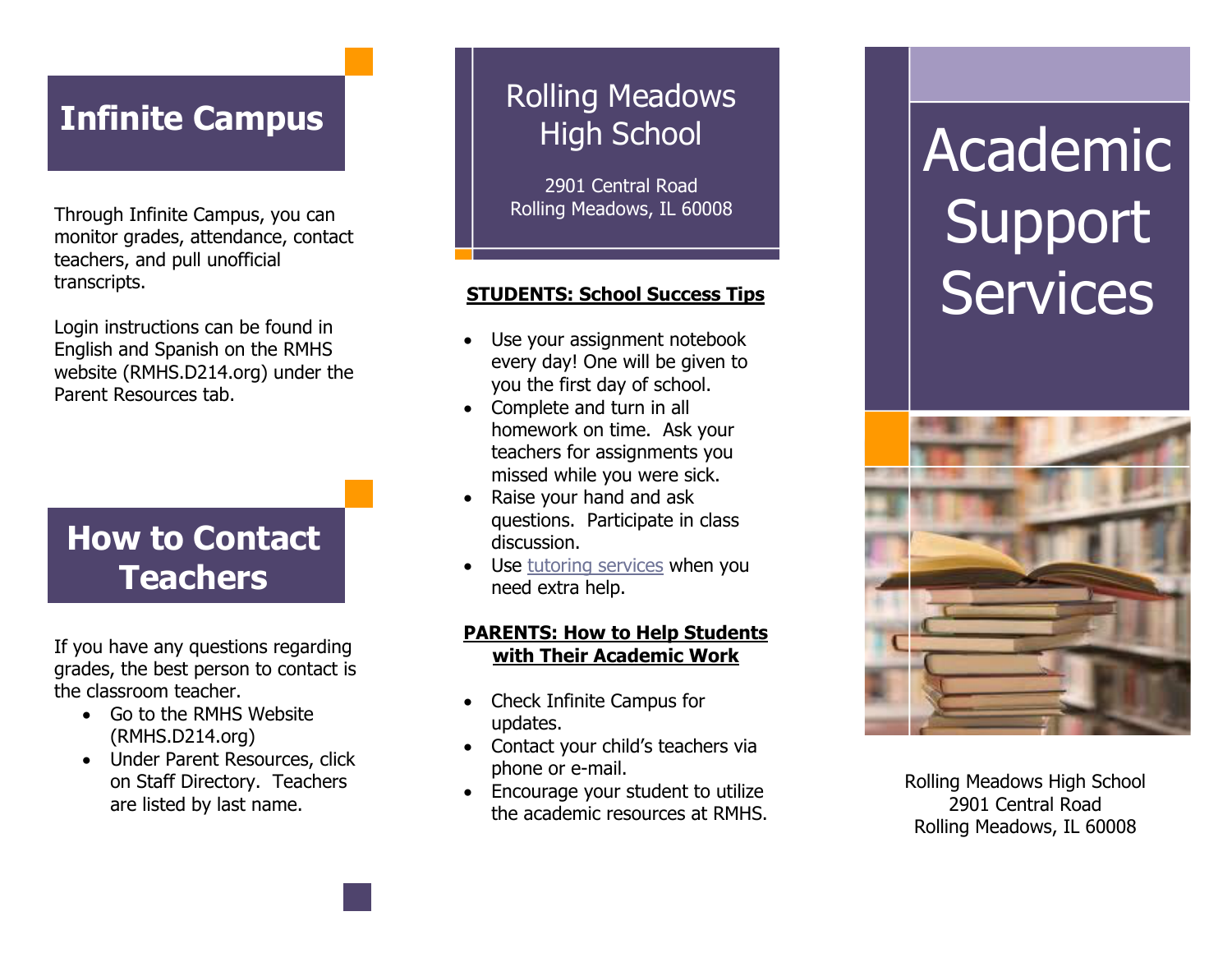# Infinite Campus

Through Infinite Campus, you can monitor grades, attendance, contact teachers, and pull unofficial transcripts.

Login instructions can be found in English and Spanish on the RMHS website (RMHS.D214.org) under the Parent Resources tab.

# How to Contact Teachers

If you have any questions regarding grades, the best person to contact is the classroom teacher.

- Go to the RMHS Website (RMHS.D214.org)
- Under Parent Resources, click on Staff Directory. Teachers are listed by last name.

## Rolling Meadows High School

2901 Central Road
Rolling Meadows, IL 60008

**STUDENTS: School Success Tips**

- Use your assignment notebook every day! One will be given to you the first day of school.
- Complete and turn in all homework on time. Ask your teachers for assignments you missed while you were sick.
- Raise your hand and ask questions. Participate in class discussion.
- Use tutoring services when you need extra help.

**PARENTS: How to Help Students with Their Academic Work**

- Check Infinite Campus for updates.
- Contact your child's teachers via phone or e-mail.
- Encourage your student to utilize the academic resources at RMHS.

# Academic Support Services

Rolling Meadows High School
2901 Central Road
Rolling Meadows, IL 60008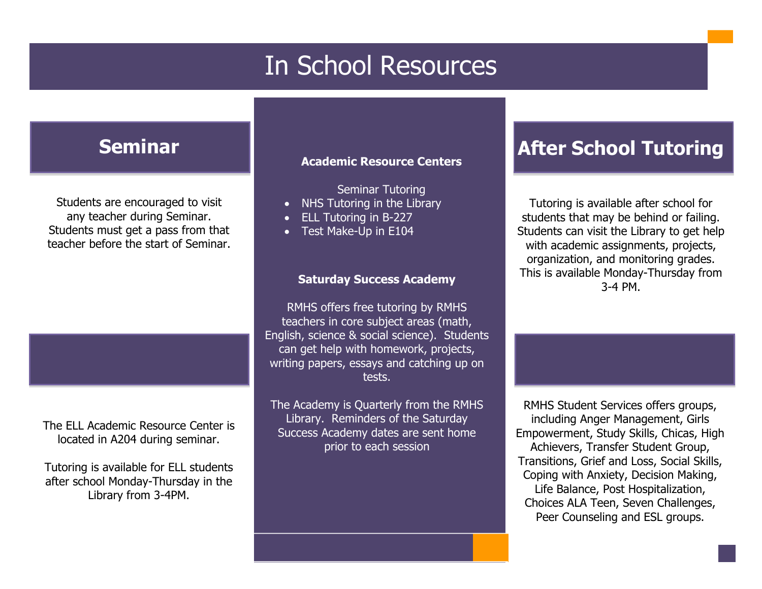# In School Resources

## Seminar

Students are encouraged to visit any teacher during Seminar. Students must get a pass from that teacher before the start of Seminar.

The ELL Academic Resource Center is located in A204 during seminar.

Tutoring is available for ELL students after school Monday-Thursday in the Library from 3-4PM.

**Academic Resource Centers**

Seminar Tutoring

- NHS Tutoring in the Library
- ELL Tutoring in B-227
- Test Make-Up in E104

**Saturday Success Academy**

RMHS offers free tutoring by RMHS teachers in core subject areas (math, English, science & social science). Students can get help with homework, projects, writing papers, essays and catching up on tests.

The Academy is Quarterly from the RMHS Library. Reminders of the Saturday Success Academy dates are sent home prior to each session

## After School Tutoring

Tutoring is available after school for students that may be behind or failing. Students can visit the Library to get help with academic assignments, projects, organization, and monitoring grades. This is available Monday-Thursday from 3-4 PM.

RMHS Student Services offers groups, including Anger Management, Girls Empowerment, Study Skills, Chicas, High Achievers, Transfer Student Group, Transitions, Grief and Loss, Social Skills, Coping with Anxiety, Decision Making, Life Balance, Post Hospitalization, Choices ALA Teen, Seven Challenges, Peer Counseling and ESL groups.